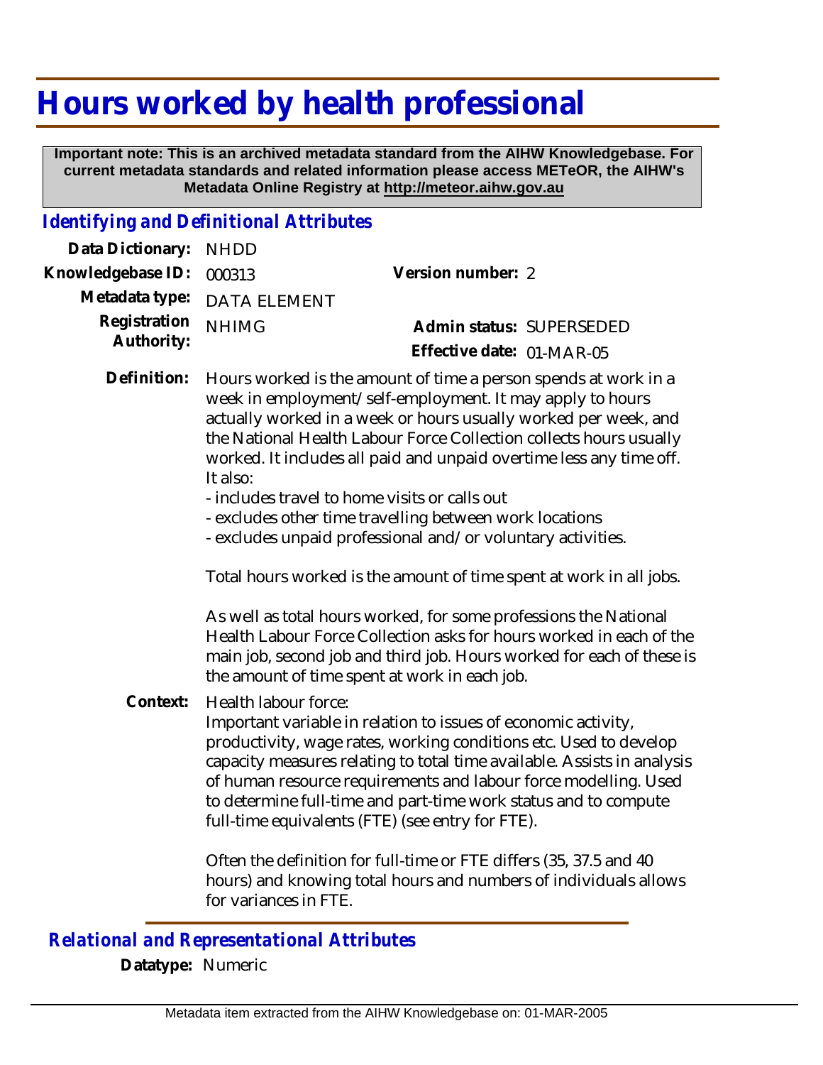# Hours worked by health professional

**Important note: This is an archived metadata standard from the AIHW Knowledgebase. For current metadata standards and related information please access METeOR, the AIHW's Metadata Online Registry at http://meteor.aihw.gov.au**

## *Identifying and Definitional Attributes*

| | | | |
|---|---|---|---|
| **Data Dictionary:** | NHDD | | |
| **Knowledgebase ID:** | 000313 | **Version number:** | 2 |
| **Metadata type:** | DATA ELEMENT | | |
| **Registration Authority:** | NHIMG | **Admin status:** | SUPERSEDED |
| | | **Effective date:** | 01-MAR-05 |

**Definition:** Hours worked is the amount of time a person spends at work in a week in employment/self-employment. It may apply to hours actually worked in a week or hours usually worked per week, and the National Health Labour Force Collection collects hours usually worked. It includes all paid and unpaid overtime less any time off. It also:

- includes travel to home visits or calls out
- excludes other time travelling between work locations
- excludes unpaid professional and/or voluntary activities.

Total hours worked is the amount of time spent at work in all jobs.

As well as total hours worked, for some professions the National Health Labour Force Collection asks for hours worked in each of the main job, second job and third job. Hours worked for each of these is the amount of time spent at work in each job.

**Context:** Health labour force:
Important variable in relation to issues of economic activity, productivity, wage rates, working conditions etc. Used to develop capacity measures relating to total time available. Assists in analysis of human resource requirements and labour force modelling. Used to determine full-time and part-time work status and to compute full-time equivalents (FTE) (see entry for FTE).

Often the definition for full-time or FTE differs (35, 37.5 and 40 hours) and knowing total hours and numbers of individuals allows for variances in FTE.

## *Relational and Representational Attributes*

**Datatype:** Numeric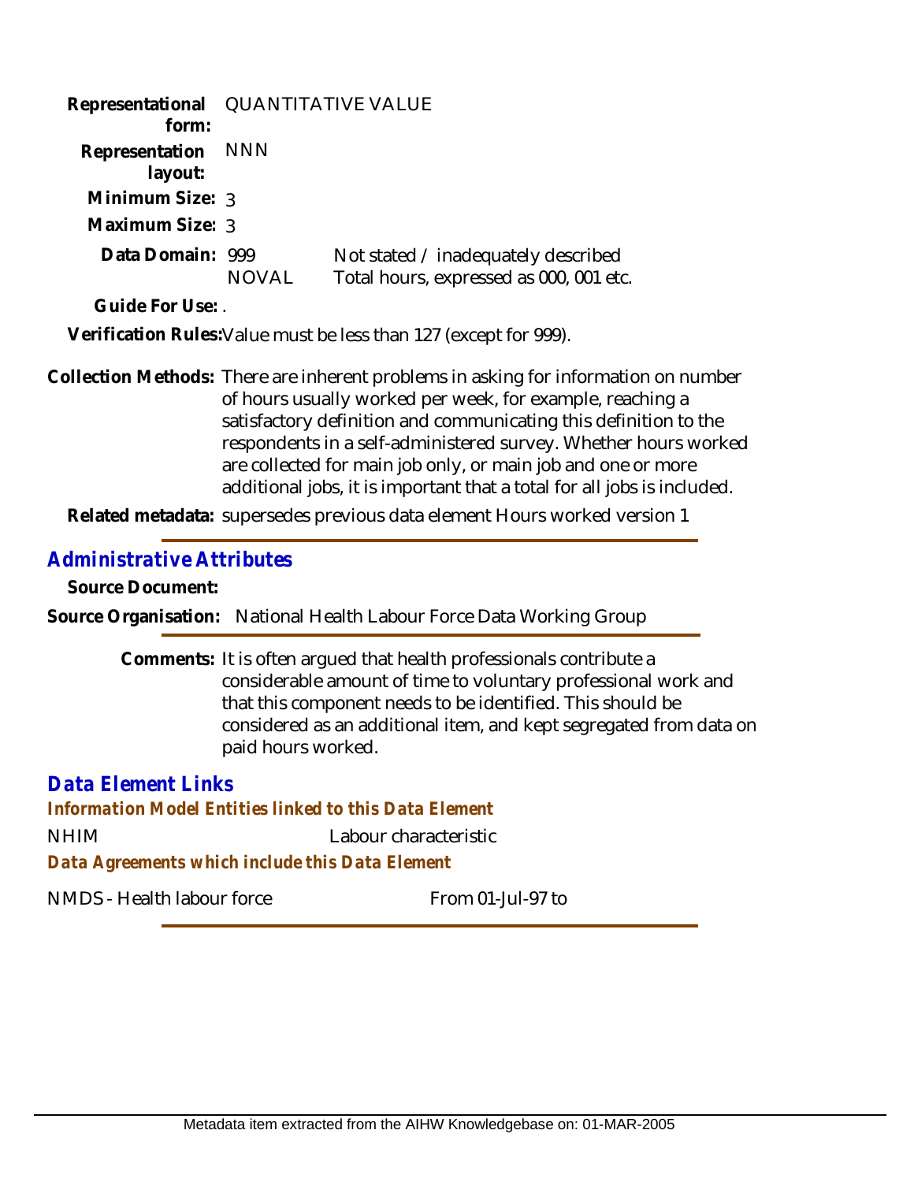**Representational form:** QUANTITATIVE VALUE

**Representation layout:** NNN

**Minimum Size:** 3

**Maximum Size:** 3

**Data Domain:**

| | |
|---|---|
| 999 | Not stated / inadequately described |
| NOVAL | Total hours, expressed as 000, 001 etc. |

**Guide For Use:** .

**Verification Rules:** Value must be less than 127 (except for 999).

**Collection Methods:** There are inherent problems in asking for information on number of hours usually worked per week, for example, reaching a satisfactory definition and communicating this definition to the respondents in a self-administered survey. Whether hours worked are collected for main job only, or main job and one or more additional jobs, it is important that a total for all jobs is included.

**Related metadata:** supersedes previous data element Hours worked version 1

## Administrative Attributes

**Source Document:**

**Source Organisation:** National Health Labour Force Data Working Group

**Comments:** It is often argued that health professionals contribute a considerable amount of time to voluntary professional work and that this component needs to be identified. This should be considered as an additional item, and kept segregated from data on paid hours worked.

## Data Element Links

### Information Model Entities linked to this Data Element

| | |
|---|---|
| NHIM | Labour characteristic |

### Data Agreements which include this Data Element

| | |
|---|---|
| NMDS - Health labour force | From 01-Jul-97 to |